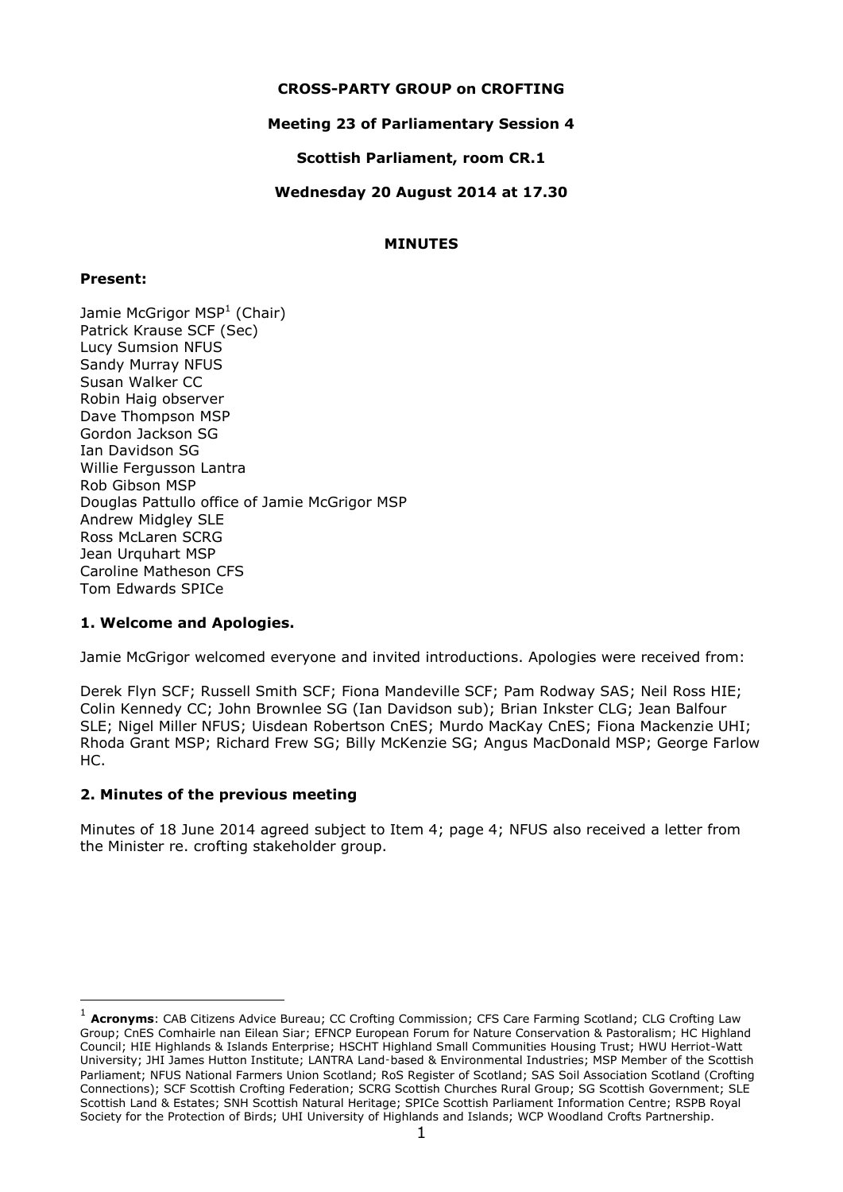**CROSS-PARTY GROUP on CROFTING**

**Meeting 23 of Parliamentary Session 4**

**Scottish Parliament, room CR.1**

**Wednesday 20 August 2014 at 17.30**

**MINUTES**

**Present:**

Jamie McGrigor MSP[1] (Chair)
Patrick Krause SCF (Sec)
Lucy Sumsion NFUS
Sandy Murray NFUS
Susan Walker CC
Robin Haig observer
Dave Thompson MSP
Gordon Jackson SG
Ian Davidson SG
Willie Fergusson Lantra
Rob Gibson MSP
Douglas Pattullo office of Jamie McGrigor MSP
Andrew Midgley SLE
Ross McLaren SCRG
Jean Urquhart MSP
Caroline Matheson CFS
Tom Edwards SPICe

## 1. Welcome and Apologies.

Jamie McGrigor welcomed everyone and invited introductions. Apologies were received from:

Derek Flyn SCF; Russell Smith SCF; Fiona Mandeville SCF; Pam Rodway SAS; Neil Ross HIE; Colin Kennedy CC; John Brownlee SG (Ian Davidson sub); Brian Inkster CLG; Jean Balfour SLE; Nigel Miller NFUS; Uisdean Robertson CnES; Murdo MacKay CnES; Fiona Mackenzie UHI; Rhoda Grant MSP; Richard Frew SG; Billy McKenzie SG; Angus MacDonald MSP; George Farlow HC.

## 2. Minutes of the previous meeting

Minutes of 18 June 2014 agreed subject to Item 4; page 4; NFUS also received a letter from the Minister re. crofting stakeholder group.

---

[1] **Acronyms**: CAB Citizens Advice Bureau; CC Crofting Commission; CFS Care Farming Scotland; CLG Crofting Law Group; CnES Comhairle nan Eilean Siar; EFNCP European Forum for Nature Conservation & Pastoralism; HC Highland Council; HIE Highlands & Islands Enterprise; HSCHT Highland Small Communities Housing Trust; HWU Herriot-Watt University; JHI James Hutton Institute; LANTRA Land-based & Environmental Industries; MSP Member of the Scottish Parliament; NFUS National Farmers Union Scotland; RoS Register of Scotland; SAS Soil Association Scotland (Crofting Connections); SCF Scottish Crofting Federation; SCRG Scottish Churches Rural Group; SG Scottish Government; SLE Scottish Land & Estates; SNH Scottish Natural Heritage; SPICe Scottish Parliament Information Centre; RSPB Royal Society for the Protection of Birds; UHI University of Highlands and Islands; WCP Woodland Crofts Partnership.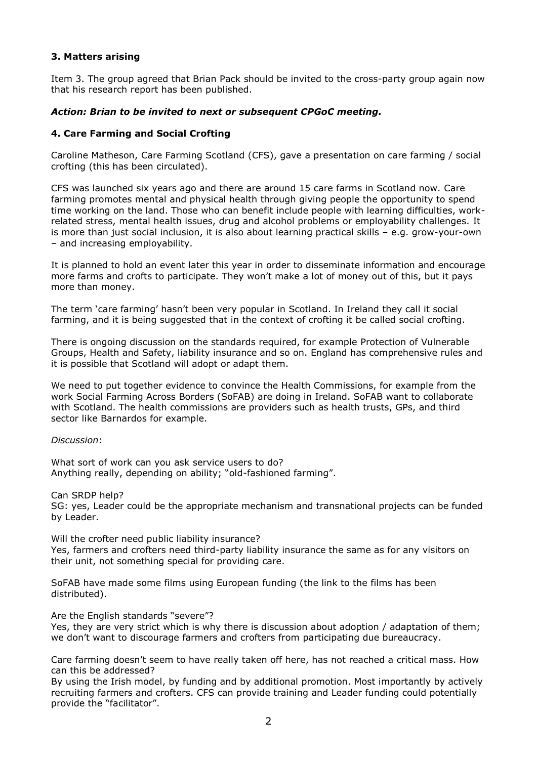### 3. Matters arising

Item 3. The group agreed that Brian Pack should be invited to the cross-party group again now that his research report has been published.

***Action: Brian to be invited to next or subsequent CPGoC meeting.***

### 4. Care Farming and Social Crofting

Caroline Matheson, Care Farming Scotland (CFS), gave a presentation on care farming / social crofting (this has been circulated).

CFS was launched six years ago and there are around 15 care farms in Scotland now. Care farming promotes mental and physical health through giving people the opportunity to spend time working on the land. Those who can benefit include people with learning difficulties, work-related stress, mental health issues, drug and alcohol problems or employability challenges. It is more than just social inclusion, it is also about learning practical skills – e.g. grow-your-own – and increasing employability.

It is planned to hold an event later this year in order to disseminate information and encourage more farms and crofts to participate. They won't make a lot of money out of this, but it pays more than money.

The term 'care farming' hasn't been very popular in Scotland. In Ireland they call it social farming, and it is being suggested that in the context of crofting it be called social crofting.

There is ongoing discussion on the standards required, for example Protection of Vulnerable Groups, Health and Safety, liability insurance and so on. England has comprehensive rules and it is possible that Scotland will adopt or adapt them.

We need to put together evidence to convince the Health Commissions, for example from the work Social Farming Across Borders (SoFAB) are doing in Ireland. SoFAB want to collaborate with Scotland. The health commissions are providers such as health trusts, GPs, and third sector like Barnardos for example.

*Discussion*:

What sort of work can you ask service users to do?
Anything really, depending on ability; "old-fashioned farming".

Can SRDP help?
SG: yes, Leader could be the appropriate mechanism and transnational projects can be funded by Leader.

Will the crofter need public liability insurance?
Yes, farmers and crofters need third-party liability insurance the same as for any visitors on their unit, not something special for providing care.

SoFAB have made some films using European funding (the link to the films has been distributed).

Are the English standards "severe"?
Yes, they are very strict which is why there is discussion about adoption / adaptation of them; we don't want to discourage farmers and crofters from participating due bureaucracy.

Care farming doesn't seem to have really taken off here, has not reached a critical mass. How can this be addressed?
By using the Irish model, by funding and by additional promotion. Most importantly by actively recruiting farmers and crofters. CFS can provide training and Leader funding could potentially provide the "facilitator".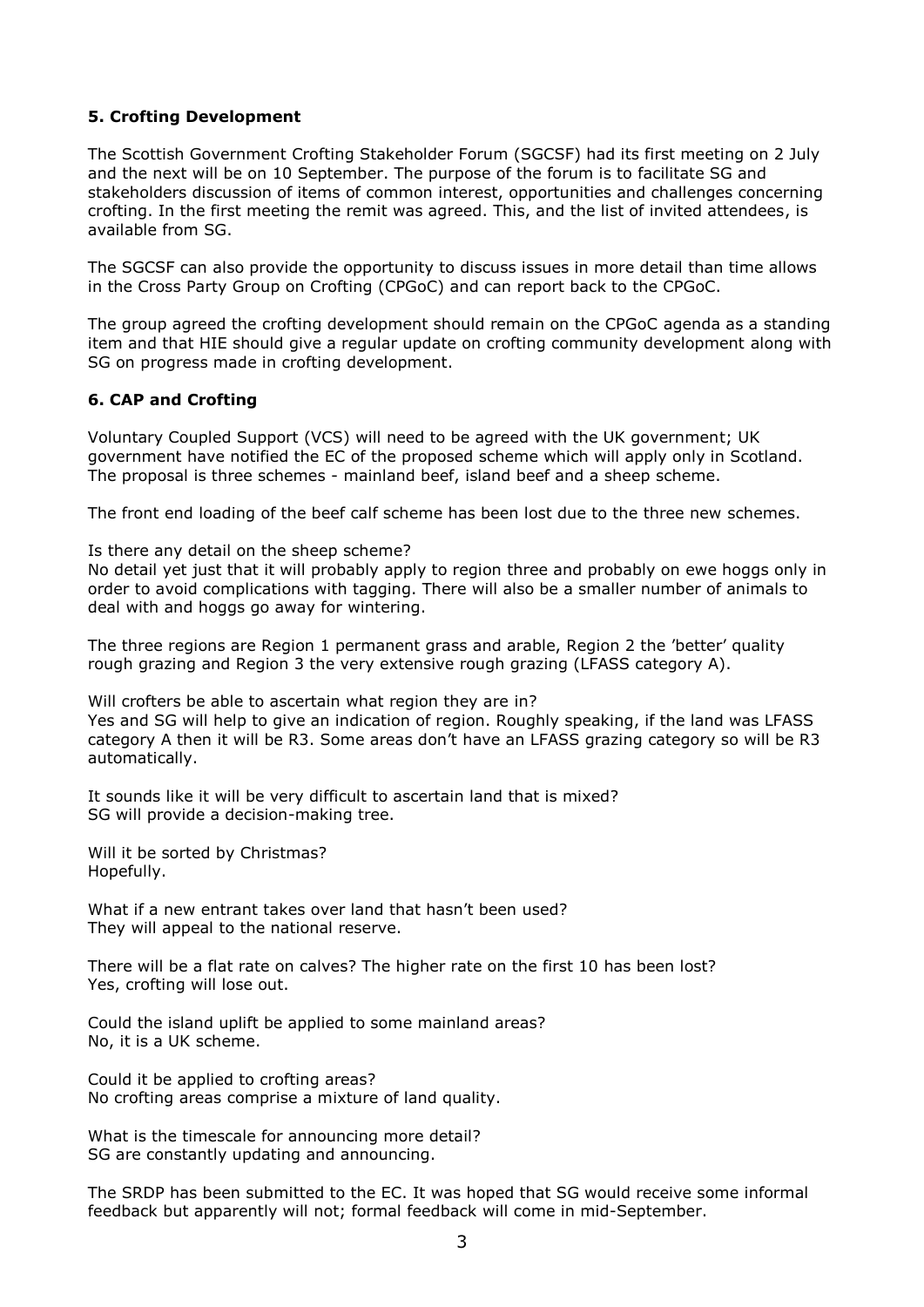**5. Crofting Development**

The Scottish Government Crofting Stakeholder Forum (SGCSF) had its first meeting on 2 July and the next will be on 10 September. The purpose of the forum is to facilitate SG and stakeholders discussion of items of common interest, opportunities and challenges concerning crofting. In the first meeting the remit was agreed. This, and the list of invited attendees, is available from SG.

The SGCSF can also provide the opportunity to discuss issues in more detail than time allows in the Cross Party Group on Crofting (CPGoC) and can report back to the CPGoC.

The group agreed the crofting development should remain on the CPGoC agenda as a standing item and that HIE should give a regular update on crofting community development along with SG on progress made in crofting development.

**6. CAP and Crofting**

Voluntary Coupled Support (VCS) will need to be agreed with the UK government; UK government have notified the EC of the proposed scheme which will apply only in Scotland. The proposal is three schemes - mainland beef, island beef and a sheep scheme.

The front end loading of the beef calf scheme has been lost due to the three new schemes.

Is there any detail on the sheep scheme?
No detail yet just that it will probably apply to region three and probably on ewe hoggs only in order to avoid complications with tagging. There will also be a smaller number of animals to deal with and hoggs go away for wintering.

The three regions are Region 1 permanent grass and arable, Region 2 the 'better' quality rough grazing and Region 3 the very extensive rough grazing (LFASS category A).

Will crofters be able to ascertain what region they are in?
Yes and SG will help to give an indication of region. Roughly speaking, if the land was LFASS category A then it will be R3. Some areas don't have an LFASS grazing category so will be R3 automatically.

It sounds like it will be very difficult to ascertain land that is mixed?
SG will provide a decision-making tree.

Will it be sorted by Christmas?
Hopefully.

What if a new entrant takes over land that hasn't been used?
They will appeal to the national reserve.

There will be a flat rate on calves? The higher rate on the first 10 has been lost?
Yes, crofting will lose out.

Could the island uplift be applied to some mainland areas?
No, it is a UK scheme.

Could it be applied to crofting areas?
No crofting areas comprise a mixture of land quality.

What is the timescale for announcing more detail?
SG are constantly updating and announcing.

The SRDP has been submitted to the EC. It was hoped that SG would receive some informal feedback but apparently will not; formal feedback will come in mid-September.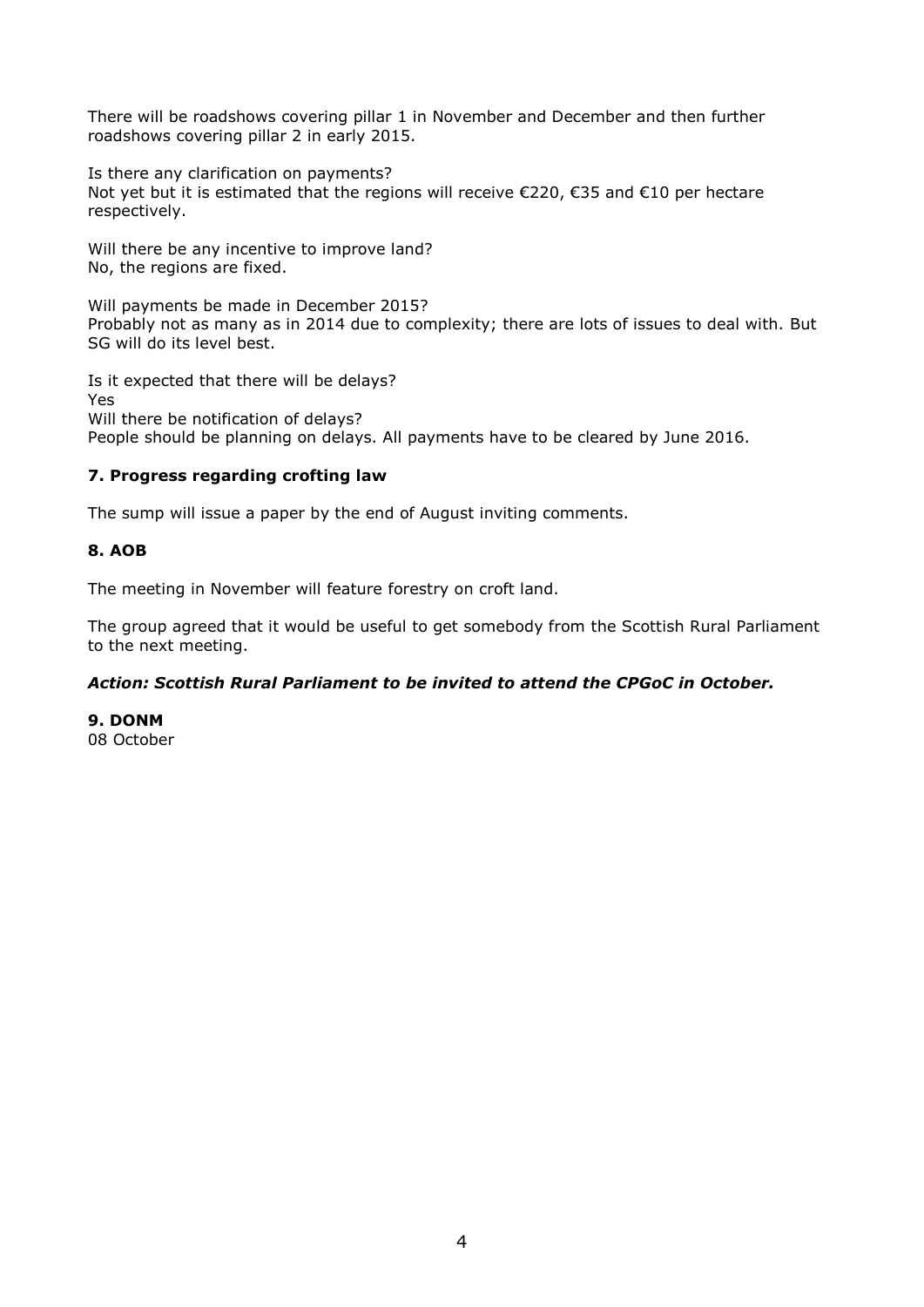There will be roadshows covering pillar 1 in November and December and then further roadshows covering pillar 2 in early 2015.

Is there any clarification on payments?
Not yet but it is estimated that the regions will receive €220, €35 and €10 per hectare respectively.

Will there be any incentive to improve land?
No, the regions are fixed.

Will payments be made in December 2015?
Probably not as many as in 2014 due to complexity; there are lots of issues to deal with. But SG will do its level best.

Is it expected that there will be delays?
Yes
Will there be notification of delays?
People should be planning on delays. All payments have to be cleared by June 2016.

### 7. Progress regarding crofting law

The sump will issue a paper by the end of August inviting comments.

### 8. AOB

The meeting in November will feature forestry on croft land.

The group agreed that it would be useful to get somebody from the Scottish Rural Parliament to the next meeting.

***Action: Scottish Rural Parliament to be invited to attend the CPGoC in October.***

### 9. DONM

08 October